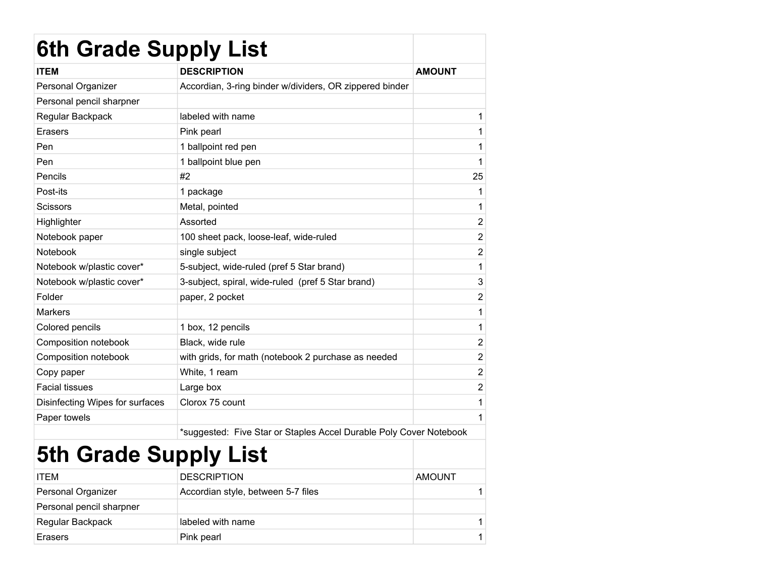# 6th Grade Supply List

| ITEM | DESCRIPTION | AMOUNT |
| --- | --- | --- |
| Personal Organizer | Accordian, 3-ring binder w/dividers, OR zippered binder | |
| Personal pencil sharpner | | |
| Regular Backpack | labeled with name | 1 |
| Erasers | Pink pearl | 1 |
| Pen | 1 ballpoint red pen | 1 |
| Pen | 1 ballpoint blue pen | 1 |
| Pencils | #2 | 25 |
| Post-its | 1 package | 1 |
| Scissors | Metal, pointed | 1 |
| Highlighter | Assorted | 2 |
| Notebook paper | 100 sheet pack, loose-leaf, wide-ruled | 2 |
| Notebook | single subject | 2 |
| Notebook w/plastic cover* | 5-subject, wide-ruled (pref 5 Star brand) | 1 |
| Notebook w/plastic cover* | 3-subject, spiral, wide-ruled (pref 5 Star brand) | 3 |
| Folder | paper, 2 pocket | 2 |
| Markers | | 1 |
| Colored pencils | 1 box, 12 pencils | 1 |
| Composition notebook | Black, wide rule | 2 |
| Composition notebook | with grids, for math (notebook 2 purchase as needed | 2 |
| Copy paper | White, 1 ream | 2 |
| Facial tissues | Large box | 2 |
| Disinfecting Wipes for surfaces | Clorox 75 count | 1 |
| Paper towels | | 1 |
| | *suggested: Five Star or Staples Accel Durable Poly Cover Notebook | |

# 5th Grade Supply List

| ITEM | DESCRIPTION | AMOUNT |
| --- | --- | --- |
| Personal Organizer | Accordian style, between 5-7 files | 1 |
| Personal pencil sharpner | | |
| Regular Backpack | labeled with name | 1 |
| Erasers | Pink pearl | 1 |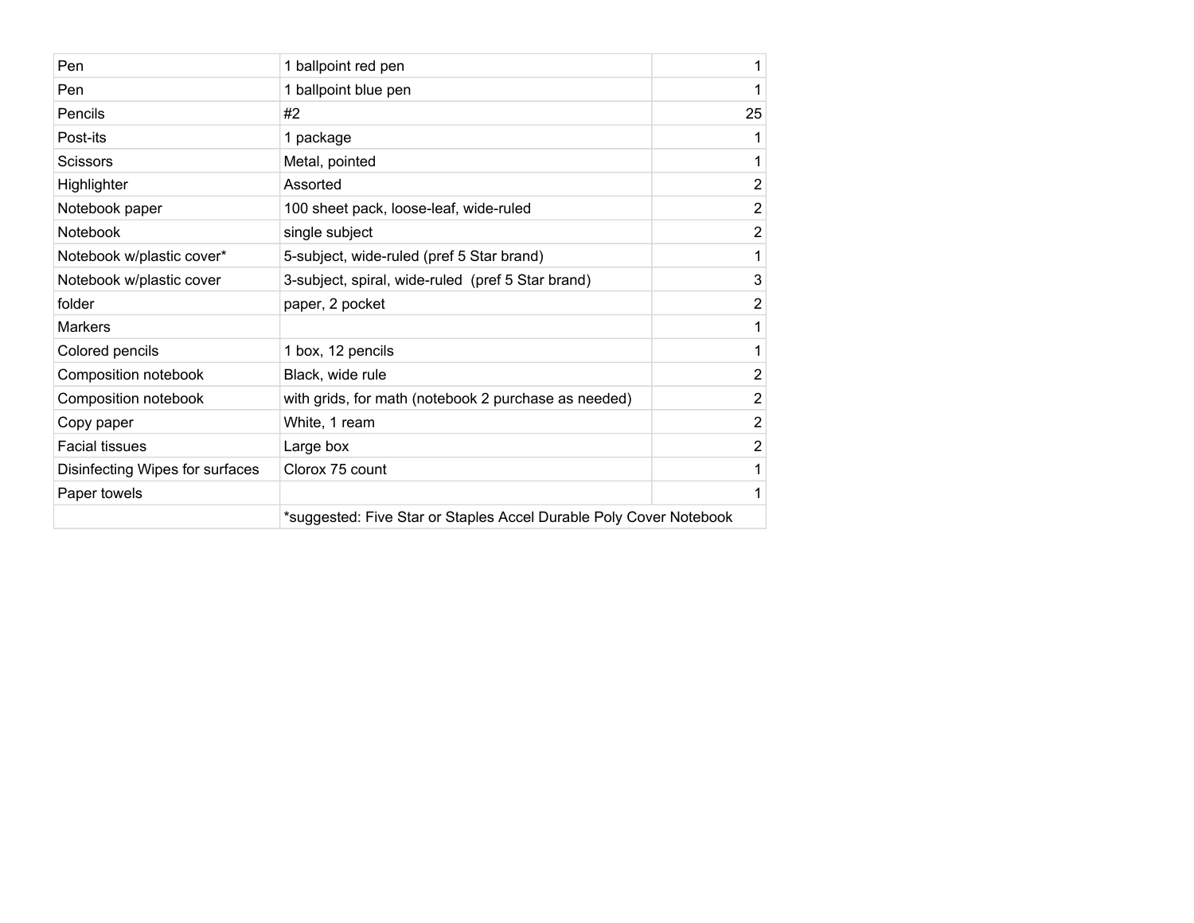| | | |
|---|---|---|
| Pen | 1 ballpoint red pen | 1 |
| Pen | 1 ballpoint blue pen | 1 |
| Pencils | #2 | 25 |
| Post-its | 1 package | 1 |
| Scissors | Metal, pointed | 1 |
| Highlighter | Assorted | 2 |
| Notebook paper | 100 sheet pack, loose-leaf, wide-ruled | 2 |
| Notebook | single subject | 2 |
| Notebook w/plastic cover* | 5-subject, wide-ruled (pref 5 Star brand) | 1 |
| Notebook w/plastic cover | 3-subject, spiral, wide-ruled (pref 5 Star brand) | 3 |
| folder | paper, 2 pocket | 2 |
| Markers | | 1 |
| Colored pencils | 1 box, 12 pencils | 1 |
| Composition notebook | Black, wide rule | 2 |
| Composition notebook | with grids, for math (notebook 2 purchase as needed) | 2 |
| Copy paper | White, 1 ream | 2 |
| Facial tissues | Large box | 2 |
| Disinfecting Wipes for surfaces | Clorox 75 count | 1 |
| Paper towels | | 1 |
| | *suggested: Five Star or Staples Accel Durable Poly Cover Notebook | |